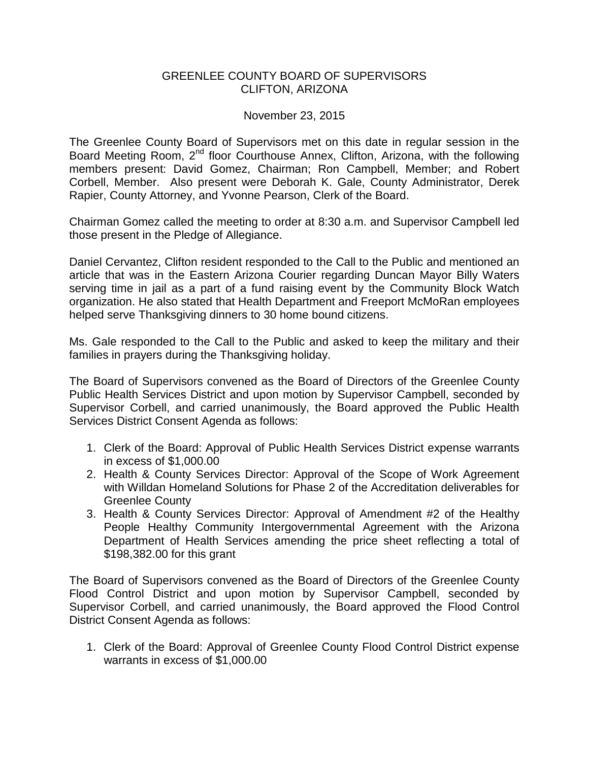GREENLEE COUNTY BOARD OF SUPERVISORS
CLIFTON, ARIZONA

November 23, 2015

The Greenlee County Board of Supervisors met on this date in regular session in the Board Meeting Room, 2nd floor Courthouse Annex, Clifton, Arizona, with the following members present: David Gomez, Chairman; Ron Campbell, Member; and Robert Corbell, Member. Also present were Deborah K. Gale, County Administrator, Derek Rapier, County Attorney, and Yvonne Pearson, Clerk of the Board.

Chairman Gomez called the meeting to order at 8:30 a.m. and Supervisor Campbell led those present in the Pledge of Allegiance.

Daniel Cervantez, Clifton resident responded to the Call to the Public and mentioned an article that was in the Eastern Arizona Courier regarding Duncan Mayor Billy Waters serving time in jail as a part of a fund raising event by the Community Block Watch organization. He also stated that Health Department and Freeport McMoRan employees helped serve Thanksgiving dinners to 30 home bound citizens.

Ms. Gale responded to the Call to the Public and asked to keep the military and their families in prayers during the Thanksgiving holiday.

The Board of Supervisors convened as the Board of Directors of the Greenlee County Public Health Services District and upon motion by Supervisor Campbell, seconded by Supervisor Corbell, and carried unanimously, the Board approved the Public Health Services District Consent Agenda as follows:

1. Clerk of the Board: Approval of Public Health Services District expense warrants in excess of $1,000.00
2. Health & County Services Director: Approval of the Scope of Work Agreement with Willdan Homeland Solutions for Phase 2 of the Accreditation deliverables for Greenlee County
3. Health & County Services Director: Approval of Amendment #2 of the Healthy People Healthy Community Intergovernmental Agreement with the Arizona Department of Health Services amending the price sheet reflecting a total of $198,382.00 for this grant

The Board of Supervisors convened as the Board of Directors of the Greenlee County Flood Control District and upon motion by Supervisor Campbell, seconded by Supervisor Corbell, and carried unanimously, the Board approved the Flood Control District Consent Agenda as follows:

1. Clerk of the Board: Approval of Greenlee County Flood Control District expense warrants in excess of $1,000.00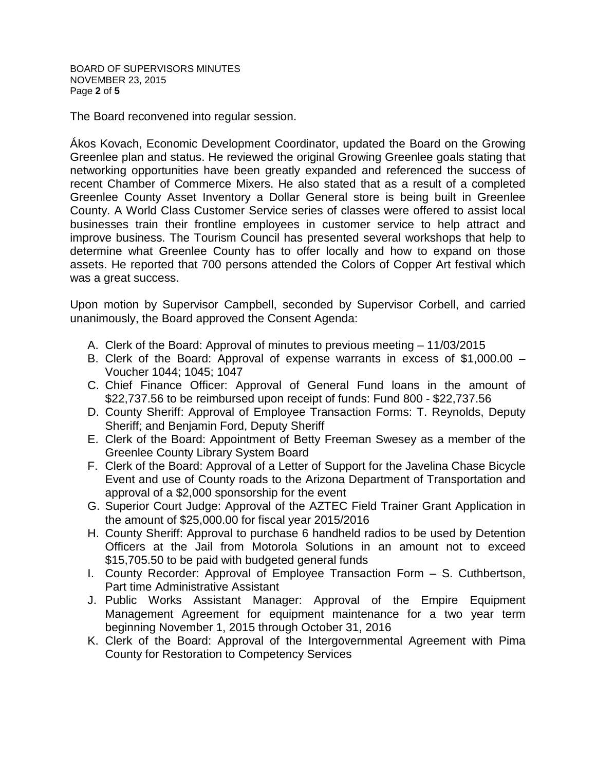The Board reconvened into regular session.

Ákos Kovach, Economic Development Coordinator, updated the Board on the Growing Greenlee plan and status. He reviewed the original Growing Greenlee goals stating that networking opportunities have been greatly expanded and referenced the success of recent Chamber of Commerce Mixers. He also stated that as a result of a completed Greenlee County Asset Inventory a Dollar General store is being built in Greenlee County. A World Class Customer Service series of classes were offered to assist local businesses train their frontline employees in customer service to help attract and improve business. The Tourism Council has presented several workshops that help to determine what Greenlee County has to offer locally and how to expand on those assets. He reported that 700 persons attended the Colors of Copper Art festival which was a great success.

Upon motion by Supervisor Campbell, seconded by Supervisor Corbell, and carried unanimously, the Board approved the Consent Agenda:

A. Clerk of the Board: Approval of minutes to previous meeting – 11/03/2015
B. Clerk of the Board: Approval of expense warrants in excess of $1,000.00 – Voucher 1044; 1045; 1047
C. Chief Finance Officer: Approval of General Fund loans in the amount of $22,737.56 to be reimbursed upon receipt of funds: Fund 800 - $22,737.56
D. County Sheriff: Approval of Employee Transaction Forms: T. Reynolds, Deputy Sheriff; and Benjamin Ford, Deputy Sheriff
E. Clerk of the Board: Appointment of Betty Freeman Swesey as a member of the Greenlee County Library System Board
F. Clerk of the Board: Approval of a Letter of Support for the Javelina Chase Bicycle Event and use of County roads to the Arizona Department of Transportation and approval of a $2,000 sponsorship for the event
G. Superior Court Judge: Approval of the AZTEC Field Trainer Grant Application in the amount of $25,000.00 for fiscal year 2015/2016
H. County Sheriff: Approval to purchase 6 handheld radios to be used by Detention Officers at the Jail from Motorola Solutions in an amount not to exceed $15,705.50 to be paid with budgeted general funds
I. County Recorder: Approval of Employee Transaction Form – S. Cuthbertson, Part time Administrative Assistant
J. Public Works Assistant Manager: Approval of the Empire Equipment Management Agreement for equipment maintenance for a two year term beginning November 1, 2015 through October 31, 2016
K. Clerk of the Board: Approval of the Intergovernmental Agreement with Pima County for Restoration to Competency Services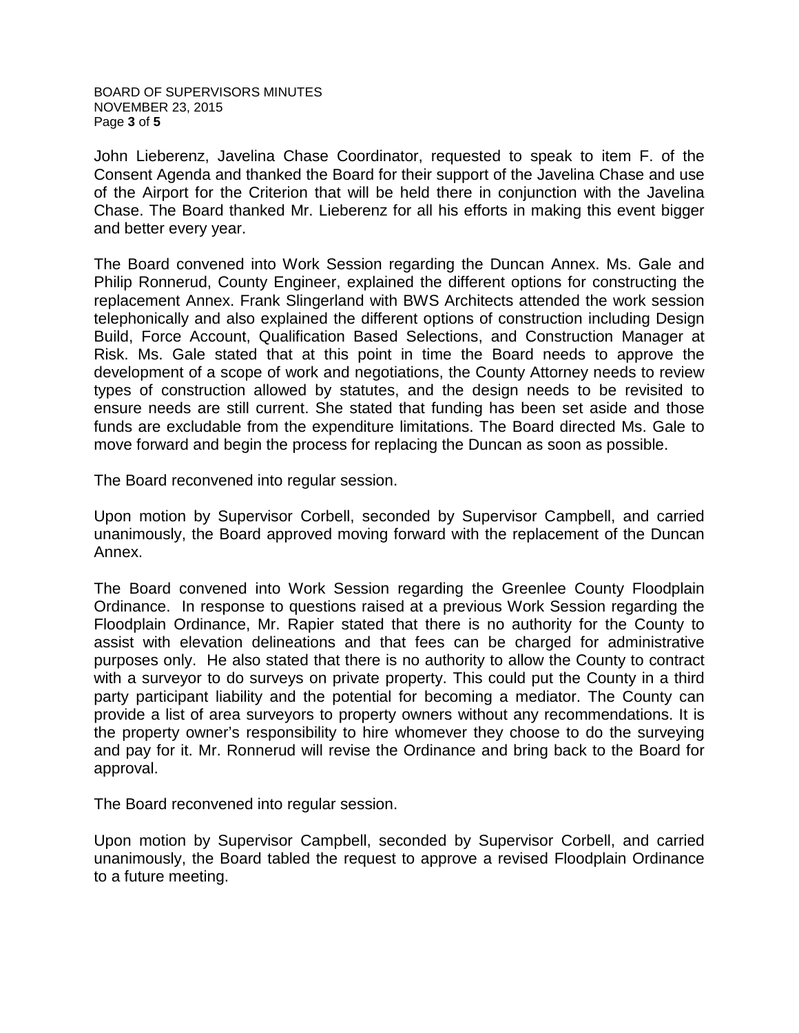John Lieberenz, Javelina Chase Coordinator, requested to speak to item F. of the Consent Agenda and thanked the Board for their support of the Javelina Chase and use of the Airport for the Criterion that will be held there in conjunction with the Javelina Chase. The Board thanked Mr. Lieberenz for all his efforts in making this event bigger and better every year.

The Board convened into Work Session regarding the Duncan Annex. Ms. Gale and Philip Ronnerud, County Engineer, explained the different options for constructing the replacement Annex. Frank Slingerland with BWS Architects attended the work session telephonically and also explained the different options of construction including Design Build, Force Account, Qualification Based Selections, and Construction Manager at Risk. Ms. Gale stated that at this point in time the Board needs to approve the development of a scope of work and negotiations, the County Attorney needs to review types of construction allowed by statutes, and the design needs to be revisited to ensure needs are still current. She stated that funding has been set aside and those funds are excludable from the expenditure limitations. The Board directed Ms. Gale to move forward and begin the process for replacing the Duncan as soon as possible.

The Board reconvened into regular session.

Upon motion by Supervisor Corbell, seconded by Supervisor Campbell, and carried unanimously, the Board approved moving forward with the replacement of the Duncan Annex.

The Board convened into Work Session regarding the Greenlee County Floodplain Ordinance. In response to questions raised at a previous Work Session regarding the Floodplain Ordinance, Mr. Rapier stated that there is no authority for the County to assist with elevation delineations and that fees can be charged for administrative purposes only. He also stated that there is no authority to allow the County to contract with a surveyor to do surveys on private property. This could put the County in a third party participant liability and the potential for becoming a mediator. The County can provide a list of area surveyors to property owners without any recommendations. It is the property owner's responsibility to hire whomever they choose to do the surveying and pay for it. Mr. Ronnerud will revise the Ordinance and bring back to the Board for approval.

The Board reconvened into regular session.

Upon motion by Supervisor Campbell, seconded by Supervisor Corbell, and carried unanimously, the Board tabled the request to approve a revised Floodplain Ordinance to a future meeting.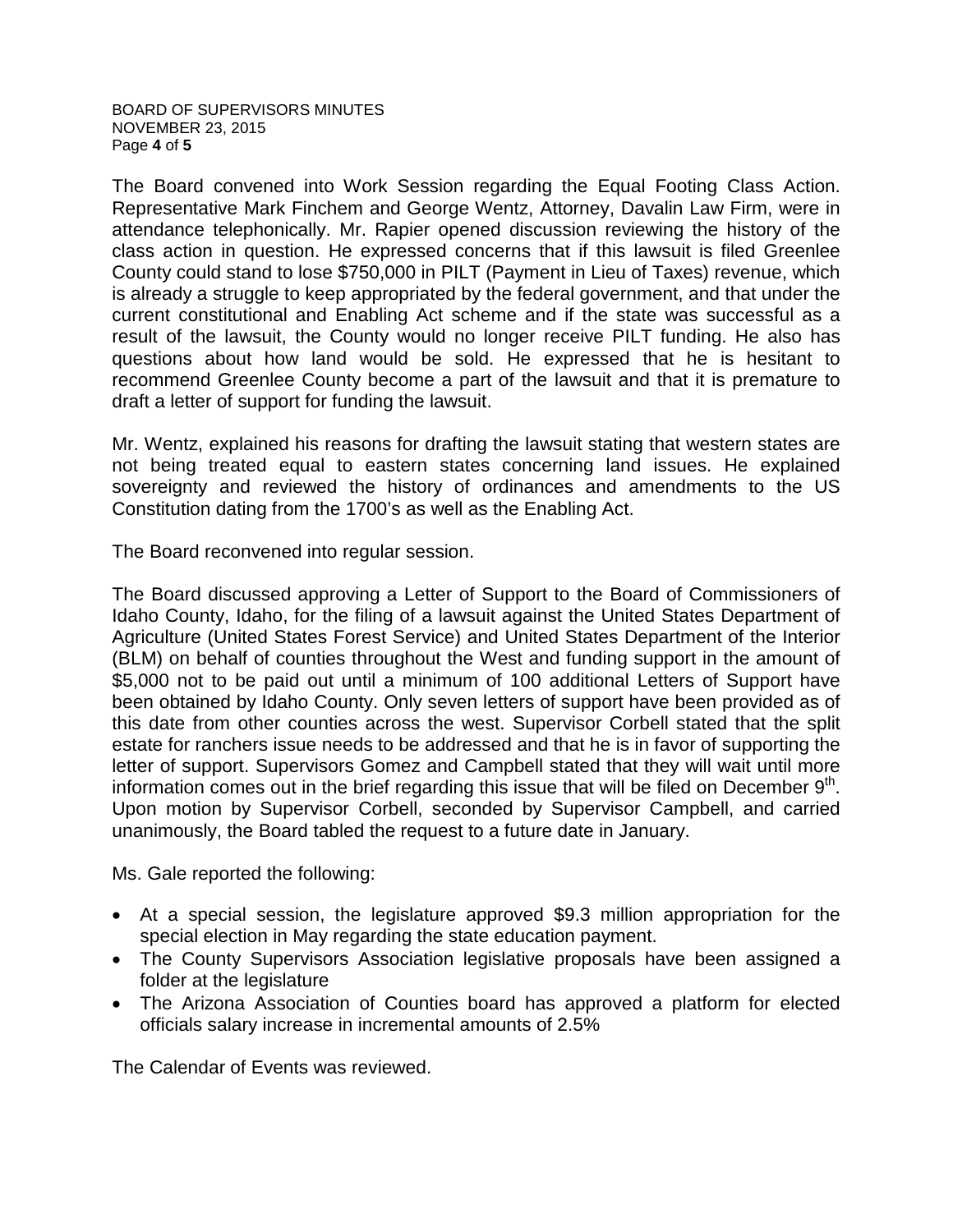The Board convened into Work Session regarding the Equal Footing Class Action. Representative Mark Finchem and George Wentz, Attorney, Davalin Law Firm, were in attendance telephonically. Mr. Rapier opened discussion reviewing the history of the class action in question. He expressed concerns that if this lawsuit is filed Greenlee County could stand to lose $750,000 in PILT (Payment in Lieu of Taxes) revenue, which is already a struggle to keep appropriated by the federal government, and that under the current constitutional and Enabling Act scheme and if the state was successful as a result of the lawsuit, the County would no longer receive PILT funding. He also has questions about how land would be sold. He expressed that he is hesitant to recommend Greenlee County become a part of the lawsuit and that it is premature to draft a letter of support for funding the lawsuit.

Mr. Wentz, explained his reasons for drafting the lawsuit stating that western states are not being treated equal to eastern states concerning land issues. He explained sovereignty and reviewed the history of ordinances and amendments to the US Constitution dating from the 1700's as well as the Enabling Act.

The Board reconvened into regular session.

The Board discussed approving a Letter of Support to the Board of Commissioners of Idaho County, Idaho, for the filing of a lawsuit against the United States Department of Agriculture (United States Forest Service) and United States Department of the Interior (BLM) on behalf of counties throughout the West and funding support in the amount of $5,000 not to be paid out until a minimum of 100 additional Letters of Support have been obtained by Idaho County. Only seven letters of support have been provided as of this date from other counties across the west. Supervisor Corbell stated that the split estate for ranchers issue needs to be addressed and that he is in favor of supporting the letter of support. Supervisors Gomez and Campbell stated that they will wait until more information comes out in the brief regarding this issue that will be filed on December 9th. Upon motion by Supervisor Corbell, seconded by Supervisor Campbell, and carried unanimously, the Board tabled the request to a future date in January.

Ms. Gale reported the following:

- At a special session, the legislature approved $9.3 million appropriation for the special election in May regarding the state education payment.
- The County Supervisors Association legislative proposals have been assigned a folder at the legislature
- The Arizona Association of Counties board has approved a platform for elected officials salary increase in incremental amounts of 2.5%

The Calendar of Events was reviewed.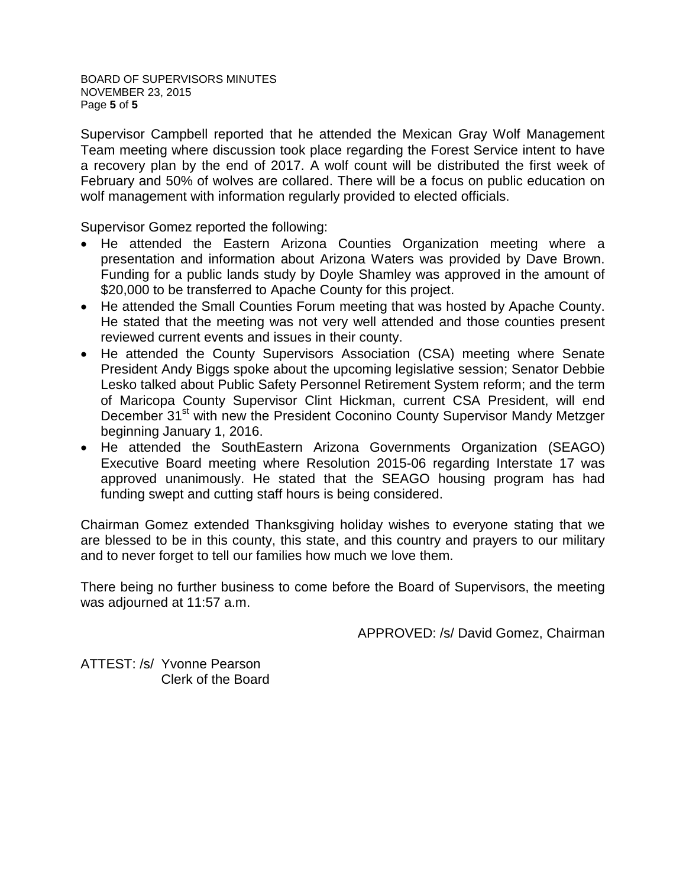Supervisor Campbell reported that he attended the Mexican Gray Wolf Management Team meeting where discussion took place regarding the Forest Service intent to have a recovery plan by the end of 2017. A wolf count will be distributed the first week of February and 50% of wolves are collared. There will be a focus on public education on wolf management with information regularly provided to elected officials.

Supervisor Gomez reported the following:

- He attended the Eastern Arizona Counties Organization meeting where a presentation and information about Arizona Waters was provided by Dave Brown. Funding for a public lands study by Doyle Shamley was approved in the amount of $20,000 to be transferred to Apache County for this project.
- He attended the Small Counties Forum meeting that was hosted by Apache County. He stated that the meeting was not very well attended and those counties present reviewed current events and issues in their county.
- He attended the County Supervisors Association (CSA) meeting where Senate President Andy Biggs spoke about the upcoming legislative session; Senator Debbie Lesko talked about Public Safety Personnel Retirement System reform; and the term of Maricopa County Supervisor Clint Hickman, current CSA President, will end December 31st with new the President Coconino County Supervisor Mandy Metzger beginning January 1, 2016.
- He attended the SouthEastern Arizona Governments Organization (SEAGO) Executive Board meeting where Resolution 2015-06 regarding Interstate 17 was approved unanimously. He stated that the SEAGO housing program has had funding swept and cutting staff hours is being considered.

Chairman Gomez extended Thanksgiving holiday wishes to everyone stating that we are blessed to be in this county, this state, and this country and prayers to our military and to never forget to tell our families how much we love them.

There being no further business to come before the Board of Supervisors, the meeting was adjourned at 11:57 a.m.

APPROVED: /s/ David Gomez, Chairman

ATTEST: /s/ Yvonne Pearson
Clerk of the Board